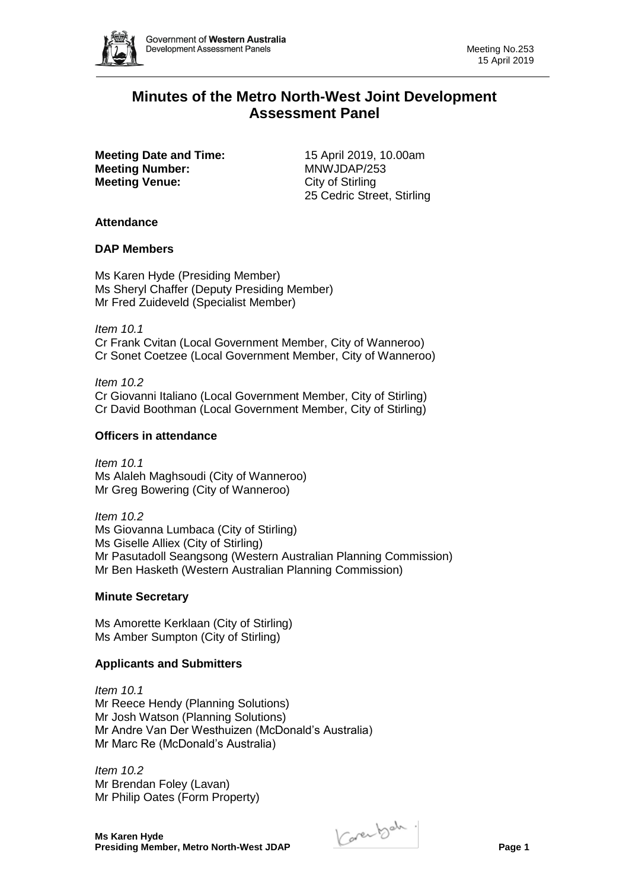# Minutes of the Metro North-West Joint Development Assessment Panel

**Meeting Date and Time:** 15 April 2019, 10.00am
**Meeting Number:** MNWJDAP/253
**Meeting Venue:** City of Stirling
25 Cedric Street, Stirling

## Attendance

### DAP Members

Ms Karen Hyde (Presiding Member)
Ms Sheryl Chaffer (Deputy Presiding Member)
Mr Fred Zuideveld (Specialist Member)

*Item 10.1*
Cr Frank Cvitan (Local Government Member, City of Wanneroo)
Cr Sonet Coetzee (Local Government Member, City of Wanneroo)

*Item 10.2*
Cr Giovanni Italiano (Local Government Member, City of Stirling)
Cr David Boothman (Local Government Member, City of Stirling)

### Officers in attendance

*Item 10.1*
Ms Alaleh Maghsoudi (City of Wanneroo)
Mr Greg Bowering (City of Wanneroo)

*Item 10.2*
Ms Giovanna Lumbaca (City of Stirling)
Ms Giselle Alliex (City of Stirling)
Mr Pasutadoll Seangsong (Western Australian Planning Commission)
Mr Ben Hasketh (Western Australian Planning Commission)

### Minute Secretary

Ms Amorette Kerklaan (City of Stirling)
Ms Amber Sumpton (City of Stirling)

### Applicants and Submitters

*Item 10.1*
Mr Reece Hendy (Planning Solutions)
Mr Josh Watson (Planning Solutions)
Mr Andre Van Der Westhuizen (McDonald's Australia)
Mr Marc Re (McDonald's Australia)

*Item 10.2*
Mr Brendan Foley (Lavan)
Mr Philip Oates (Form Property)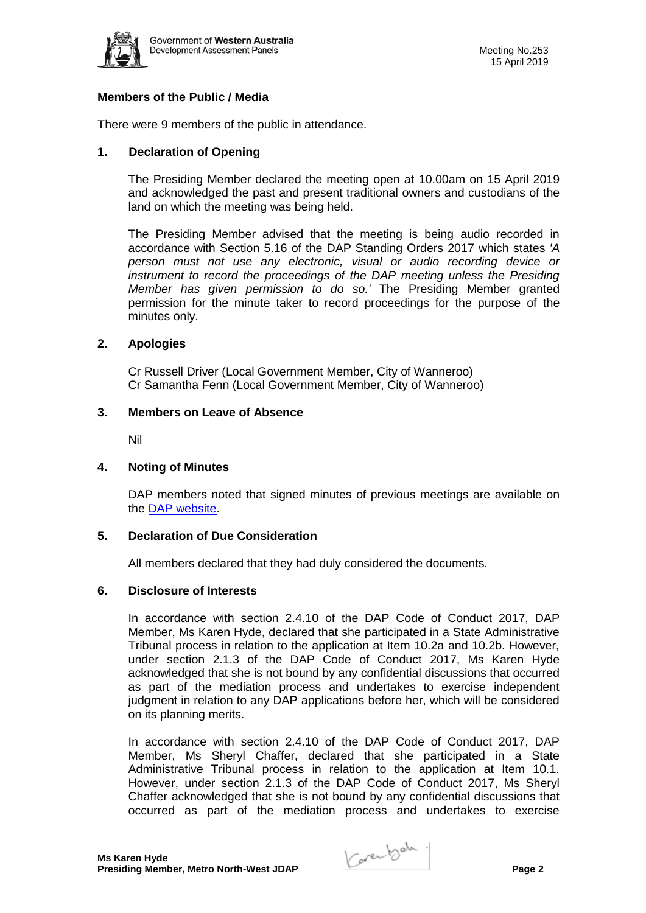**Members of the Public / Media**

There were 9 members of the public in attendance.

## 1. Declaration of Opening

The Presiding Member declared the meeting open at 10.00am on 15 April 2019 and acknowledged the past and present traditional owners and custodians of the land on which the meeting was being held.

The Presiding Member advised that the meeting is being audio recorded in accordance with Section 5.16 of the DAP Standing Orders 2017 which states *'A person must not use any electronic, visual or audio recording device or instrument to record the proceedings of the DAP meeting unless the Presiding Member has given permission to do so.'* The Presiding Member granted permission for the minute taker to record proceedings for the purpose of the minutes only.

## 2. Apologies

Cr Russell Driver (Local Government Member, City of Wanneroo)
Cr Samantha Fenn (Local Government Member, City of Wanneroo)

## 3. Members on Leave of Absence

Nil

## 4. Noting of Minutes

DAP members noted that signed minutes of previous meetings are available on the DAP website.

## 5. Declaration of Due Consideration

All members declared that they had duly considered the documents.

## 6. Disclosure of Interests

In accordance with section 2.4.10 of the DAP Code of Conduct 2017, DAP Member, Ms Karen Hyde, declared that she participated in a State Administrative Tribunal process in relation to the application at Item 10.2a and 10.2b. However, under section 2.1.3 of the DAP Code of Conduct 2017, Ms Karen Hyde acknowledged that she is not bound by any confidential discussions that occurred as part of the mediation process and undertakes to exercise independent judgment in relation to any DAP applications before her, which will be considered on its planning merits.

In accordance with section 2.4.10 of the DAP Code of Conduct 2017, DAP Member, Ms Sheryl Chaffer, declared that she participated in a State Administrative Tribunal process in relation to the application at Item 10.1. However, under section 2.1.3 of the DAP Code of Conduct 2017, Ms Sheryl Chaffer acknowledged that she is not bound by any confidential discussions that occurred as part of the mediation process and undertakes to exercise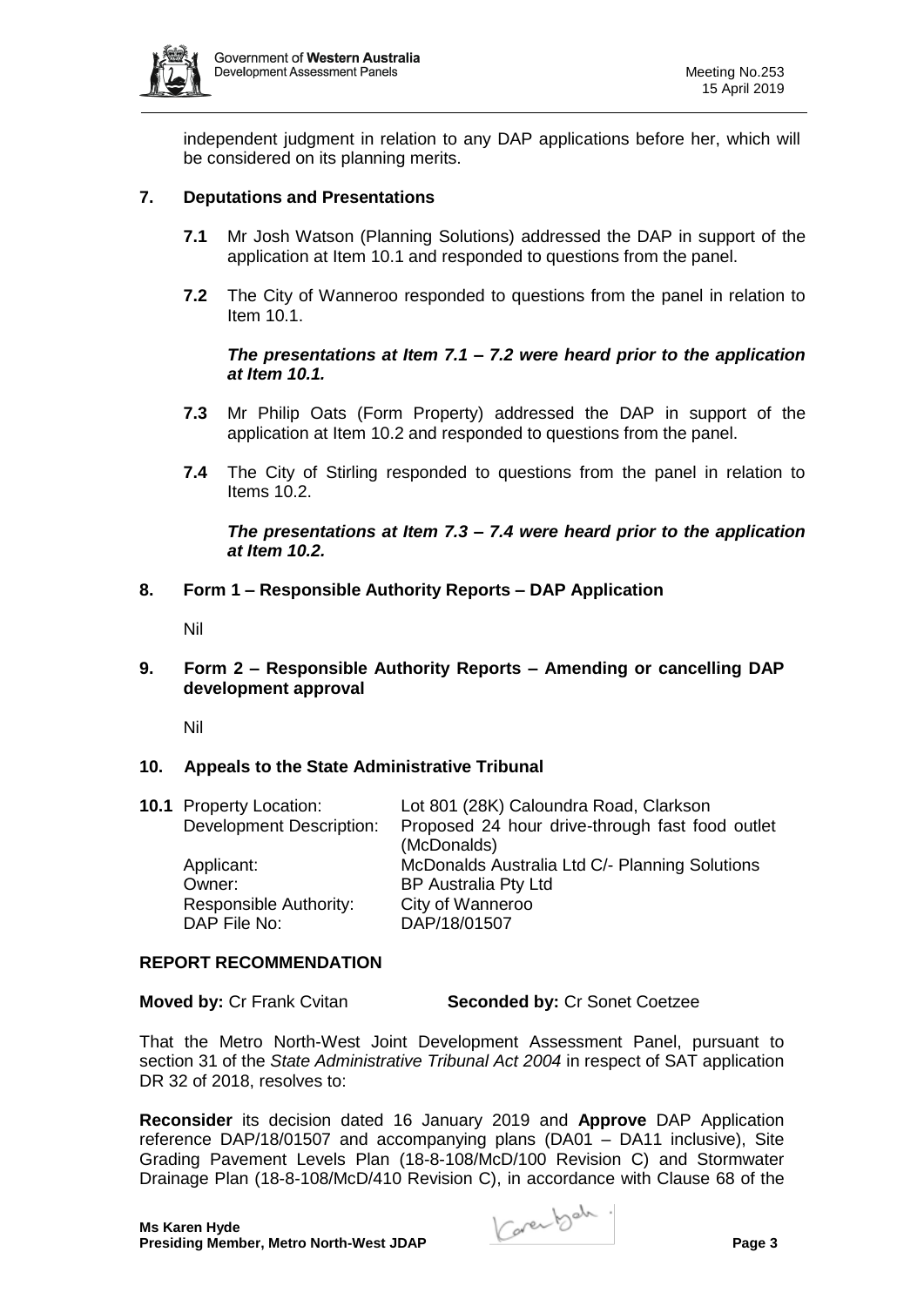independent judgment in relation to any DAP applications before her, which will be considered on its planning merits.

## 7. Deputations and Presentations

**7.1** Mr Josh Watson (Planning Solutions) addressed the DAP in support of the application at Item 10.1 and responded to questions from the panel.

**7.2** The City of Wanneroo responded to questions from the panel in relation to Item 10.1.

***The presentations at Item 7.1 – 7.2 were heard prior to the application at Item 10.1.***

**7.3** Mr Philip Oats (Form Property) addressed the DAP in support of the application at Item 10.2 and responded to questions from the panel.

**7.4** The City of Stirling responded to questions from the panel in relation to Items 10.2.

***The presentations at Item 7.3 – 7.4 were heard prior to the application at Item 10.2.***

## 8. Form 1 – Responsible Authority Reports – DAP Application

Nil

## 9. Form 2 – Responsible Authority Reports – Amending or cancelling DAP development approval

Nil

## 10. Appeals to the State Administrative Tribunal

**10.1**

| | |
|---|---|
| Property Location: | Lot 801 (28K) Caloundra Road, Clarkson |
| Development Description: | Proposed 24 hour drive-through fast food outlet (McDonalds) |
| Applicant: | McDonalds Australia Ltd C/- Planning Solutions |
| Owner: | BP Australia Pty Ltd |
| Responsible Authority: | City of Wanneroo |
| DAP File No: | DAP/18/01507 |

**REPORT RECOMMENDATION**

**Moved by:** Cr Frank Cvitan **Seconded by:** Cr Sonet Coetzee

That the Metro North-West Joint Development Assessment Panel, pursuant to section 31 of the *State Administrative Tribunal Act 2004* in respect of SAT application DR 32 of 2018, resolves to:

**Reconsider** its decision dated 16 January 2019 and **Approve** DAP Application reference DAP/18/01507 and accompanying plans (DA01 – DA11 inclusive), Site Grading Pavement Levels Plan (18-8-108/McD/100 Revision C) and Stormwater Drainage Plan (18-8-108/McD/410 Revision C), in accordance with Clause 68 of the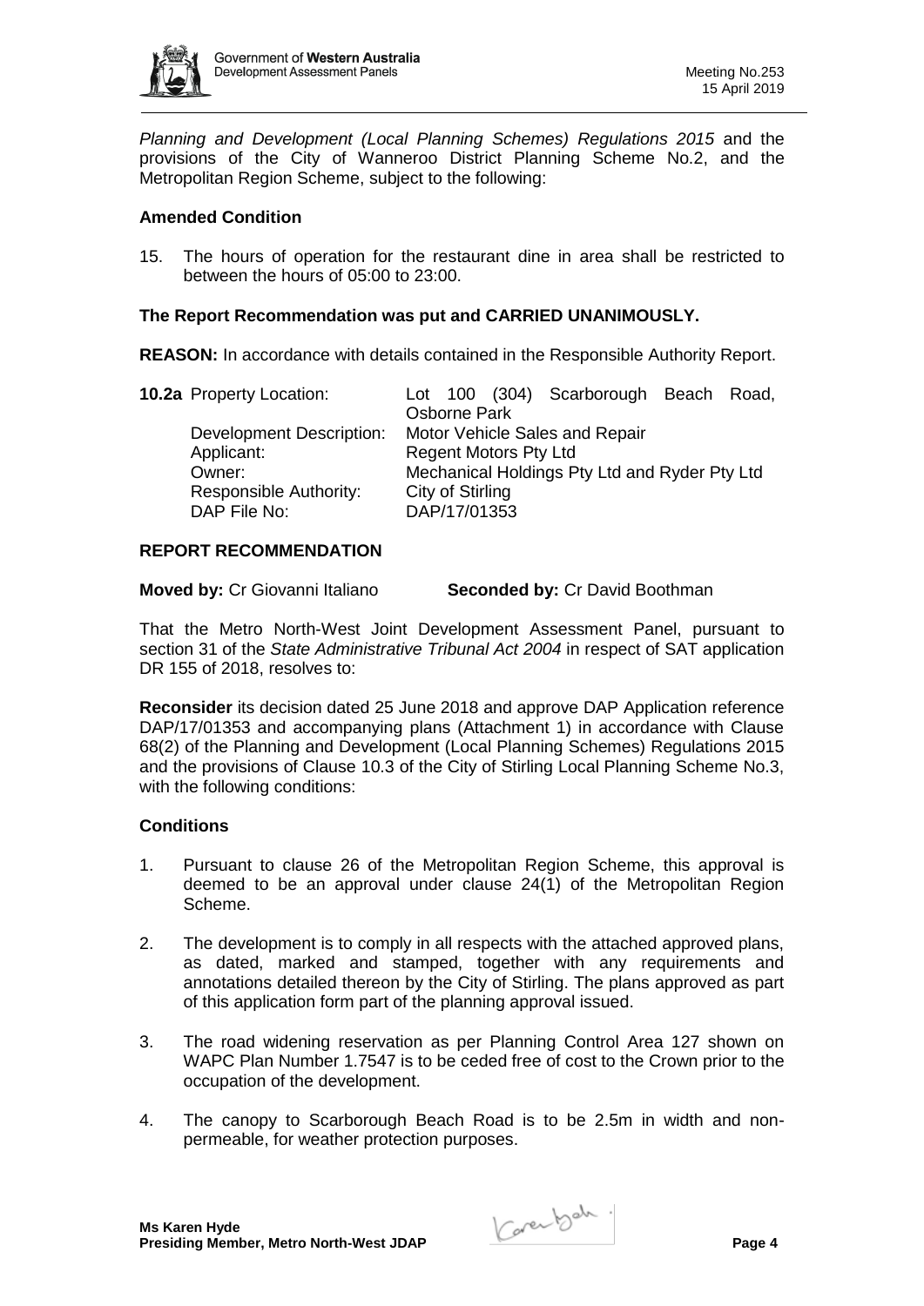*Planning and Development (Local Planning Schemes) Regulations 2015* and the provisions of the City of Wanneroo District Planning Scheme No.2, and the Metropolitan Region Scheme, subject to the following:

**Amended Condition**

15. The hours of operation for the restaurant dine in area shall be restricted to between the hours of 05:00 to 23:00.

**The Report Recommendation was put and CARRIED UNANIMOUSLY.**

**REASON:** In accordance with details contained in the Responsible Authority Report.

| **10.2a** Property Location: | Lot 100 (304) Scarborough Beach Road, Osborne Park |
|---|---|
| Development Description: | Motor Vehicle Sales and Repair |
| Applicant: | Regent Motors Pty Ltd |
| Owner: | Mechanical Holdings Pty Ltd and Ryder Pty Ltd |
| Responsible Authority: | City of Stirling |
| DAP File No: | DAP/17/01353 |

**REPORT RECOMMENDATION**

**Moved by:** Cr Giovanni Italiano **Seconded by:** Cr David Boothman

That the Metro North-West Joint Development Assessment Panel, pursuant to section 31 of the *State Administrative Tribunal Act 2004* in respect of SAT application DR 155 of 2018, resolves to:

**Reconsider** its decision dated 25 June 2018 and approve DAP Application reference DAP/17/01353 and accompanying plans (Attachment 1) in accordance with Clause 68(2) of the Planning and Development (Local Planning Schemes) Regulations 2015 and the provisions of Clause 10.3 of the City of Stirling Local Planning Scheme No.3, with the following conditions:

**Conditions**

1. Pursuant to clause 26 of the Metropolitan Region Scheme, this approval is deemed to be an approval under clause 24(1) of the Metropolitan Region Scheme.

2. The development is to comply in all respects with the attached approved plans, as dated, marked and stamped, together with any requirements and annotations detailed thereon by the City of Stirling. The plans approved as part of this application form part of the planning approval issued.

3. The road widening reservation as per Planning Control Area 127 shown on WAPC Plan Number 1.7547 is to be ceded free of cost to the Crown prior to the occupation of the development.

4. The canopy to Scarborough Beach Road is to be 2.5m in width and non-permeable, for weather protection purposes.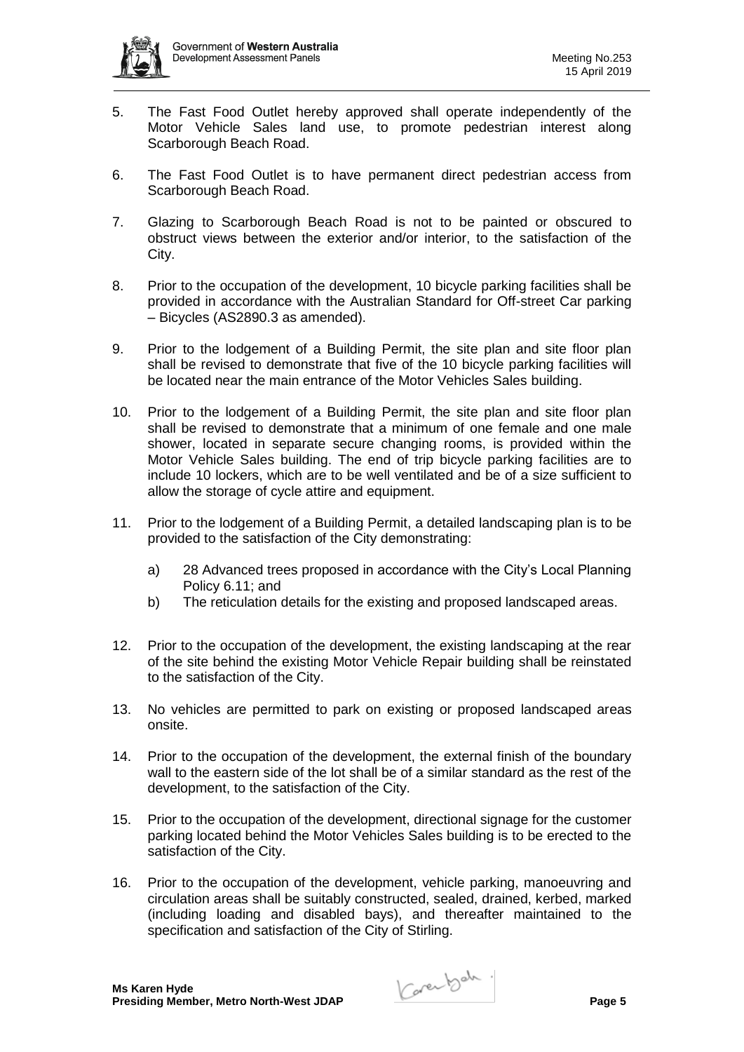5. The Fast Food Outlet hereby approved shall operate independently of the Motor Vehicle Sales land use, to promote pedestrian interest along Scarborough Beach Road.

6. The Fast Food Outlet is to have permanent direct pedestrian access from Scarborough Beach Road.

7. Glazing to Scarborough Beach Road is not to be painted or obscured to obstruct views between the exterior and/or interior, to the satisfaction of the City.

8. Prior to the occupation of the development, 10 bicycle parking facilities shall be provided in accordance with the Australian Standard for Off-street Car parking – Bicycles (AS2890.3 as amended).

9. Prior to the lodgement of a Building Permit, the site plan and site floor plan shall be revised to demonstrate that five of the 10 bicycle parking facilities will be located near the main entrance of the Motor Vehicles Sales building.

10. Prior to the lodgement of a Building Permit, the site plan and site floor plan shall be revised to demonstrate that a minimum of one female and one male shower, located in separate secure changing rooms, is provided within the Motor Vehicle Sales building. The end of trip bicycle parking facilities are to include 10 lockers, which are to be well ventilated and be of a size sufficient to allow the storage of cycle attire and equipment.

11. Prior to the lodgement of a Building Permit, a detailed landscaping plan is to be provided to the satisfaction of the City demonstrating:

    a) 28 Advanced trees proposed in accordance with the City's Local Planning Policy 6.11; and
    b) The reticulation details for the existing and proposed landscaped areas.

12. Prior to the occupation of the development, the existing landscaping at the rear of the site behind the existing Motor Vehicle Repair building shall be reinstated to the satisfaction of the City.

13. No vehicles are permitted to park on existing or proposed landscaped areas onsite.

14. Prior to the occupation of the development, the external finish of the boundary wall to the eastern side of the lot shall be of a similar standard as the rest of the development, to the satisfaction of the City.

15. Prior to the occupation of the development, directional signage for the customer parking located behind the Motor Vehicles Sales building is to be erected to the satisfaction of the City.

16. Prior to the occupation of the development, vehicle parking, manoeuvring and circulation areas shall be suitably constructed, sealed, drained, kerbed, marked (including loading and disabled bays), and thereafter maintained to the specification and satisfaction of the City of Stirling.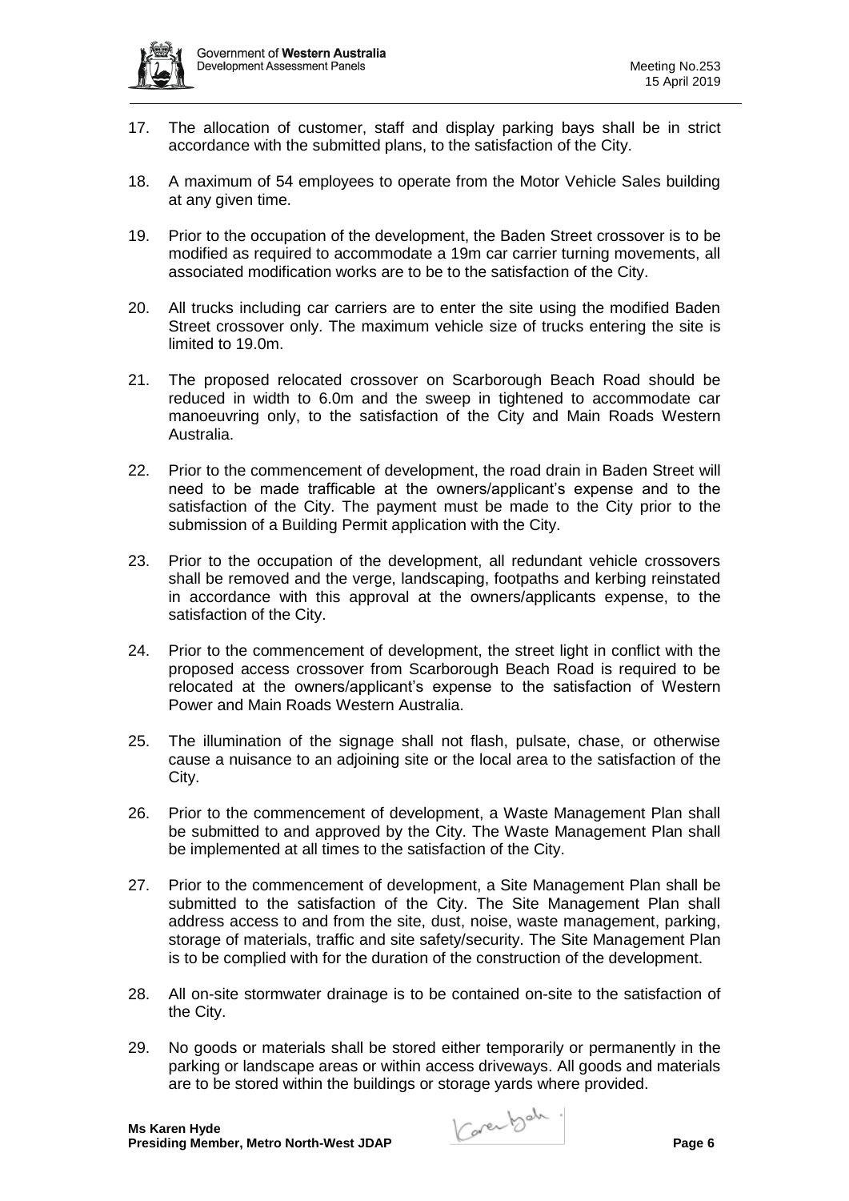17. The allocation of customer, staff and display parking bays shall be in strict accordance with the submitted plans, to the satisfaction of the City.

18. A maximum of 54 employees to operate from the Motor Vehicle Sales building at any given time.

19. Prior to the occupation of the development, the Baden Street crossover is to be modified as required to accommodate a 19m car carrier turning movements, all associated modification works are to be to the satisfaction of the City.

20. All trucks including car carriers are to enter the site using the modified Baden Street crossover only. The maximum vehicle size of trucks entering the site is limited to 19.0m.

21. The proposed relocated crossover on Scarborough Beach Road should be reduced in width to 6.0m and the sweep in tightened to accommodate car manoeuvring only, to the satisfaction of the City and Main Roads Western Australia.

22. Prior to the commencement of development, the road drain in Baden Street will need to be made trafficable at the owners/applicant's expense and to the satisfaction of the City. The payment must be made to the City prior to the submission of a Building Permit application with the City.

23. Prior to the occupation of the development, all redundant vehicle crossovers shall be removed and the verge, landscaping, footpaths and kerbing reinstated in accordance with this approval at the owners/applicants expense, to the satisfaction of the City.

24. Prior to the commencement of development, the street light in conflict with the proposed access crossover from Scarborough Beach Road is required to be relocated at the owners/applicant's expense to the satisfaction of Western Power and Main Roads Western Australia.

25. The illumination of the signage shall not flash, pulsate, chase, or otherwise cause a nuisance to an adjoining site or the local area to the satisfaction of the City.

26. Prior to the commencement of development, a Waste Management Plan shall be submitted to and approved by the City. The Waste Management Plan shall be implemented at all times to the satisfaction of the City.

27. Prior to the commencement of development, a Site Management Plan shall be submitted to the satisfaction of the City. The Site Management Plan shall address access to and from the site, dust, noise, waste management, parking, storage of materials, traffic and site safety/security. The Site Management Plan is to be complied with for the duration of the construction of the development.

28. All on-site stormwater drainage is to be contained on-site to the satisfaction of the City.

29. No goods or materials shall be stored either temporarily or permanently in the parking or landscape areas or within access driveways. All goods and materials are to be stored within the buildings or storage yards where provided.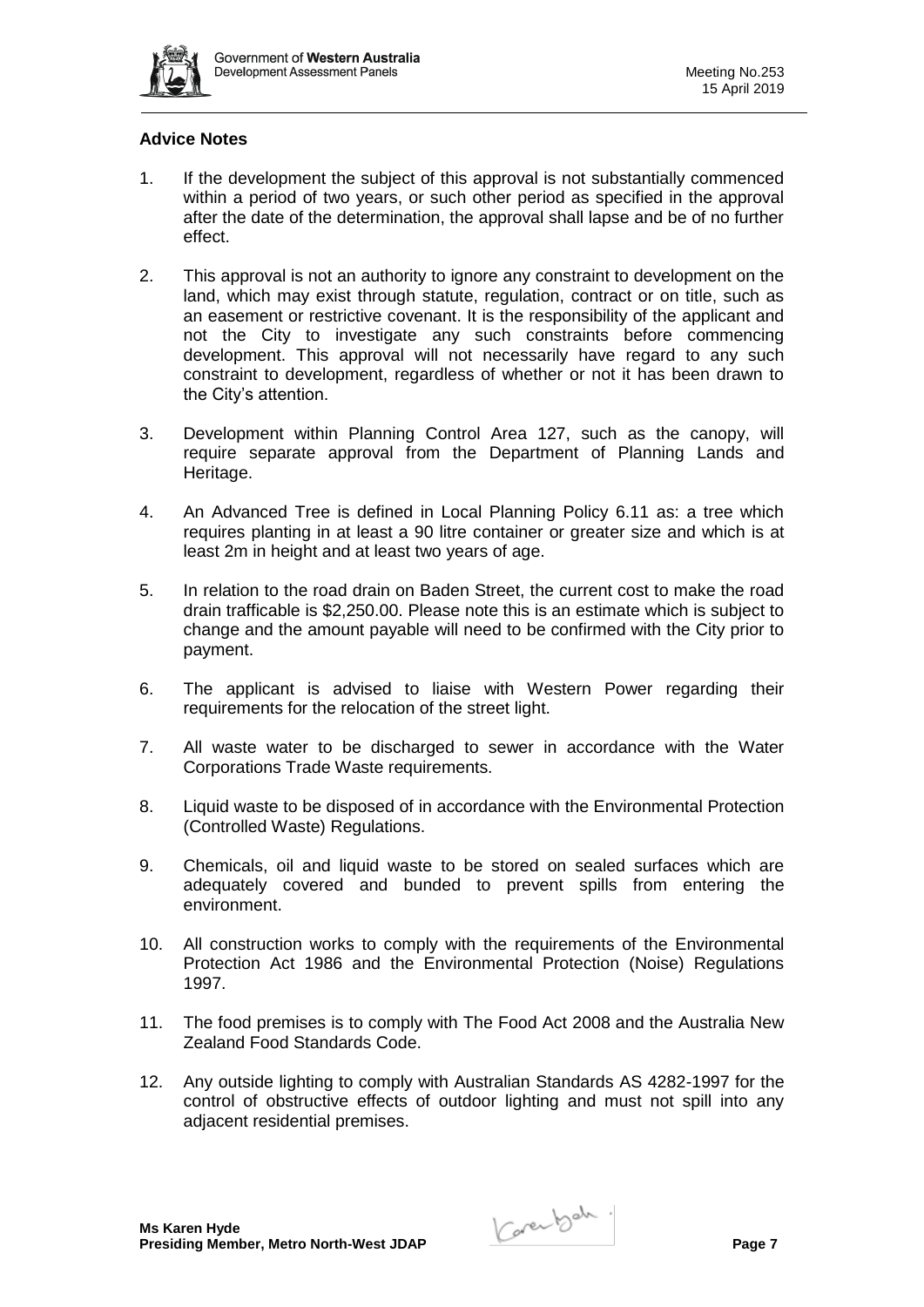## Advice Notes

1. If the development the subject of this approval is not substantially commenced within a period of two years, or such other period as specified in the approval after the date of the determination, the approval shall lapse and be of no further effect.

2. This approval is not an authority to ignore any constraint to development on the land, which may exist through statute, regulation, contract or on title, such as an easement or restrictive covenant. It is the responsibility of the applicant and not the City to investigate any such constraints before commencing development. This approval will not necessarily have regard to any such constraint to development, regardless of whether or not it has been drawn to the City's attention.

3. Development within Planning Control Area 127, such as the canopy, will require separate approval from the Department of Planning Lands and Heritage.

4. An Advanced Tree is defined in Local Planning Policy 6.11 as: a tree which requires planting in at least a 90 litre container or greater size and which is at least 2m in height and at least two years of age.

5. In relation to the road drain on Baden Street, the current cost to make the road drain trafficable is $2,250.00. Please note this is an estimate which is subject to change and the amount payable will need to be confirmed with the City prior to payment.

6. The applicant is advised to liaise with Western Power regarding their requirements for the relocation of the street light.

7. All waste water to be discharged to sewer in accordance with the Water Corporations Trade Waste requirements.

8. Liquid waste to be disposed of in accordance with the Environmental Protection (Controlled Waste) Regulations.

9. Chemicals, oil and liquid waste to be stored on sealed surfaces which are adequately covered and bunded to prevent spills from entering the environment.

10. All construction works to comply with the requirements of the Environmental Protection Act 1986 and the Environmental Protection (Noise) Regulations 1997.

11. The food premises is to comply with The Food Act 2008 and the Australia New Zealand Food Standards Code.

12. Any outside lighting to comply with Australian Standards AS 4282-1997 for the control of obstructive effects of outdoor lighting and must not spill into any adjacent residential premises.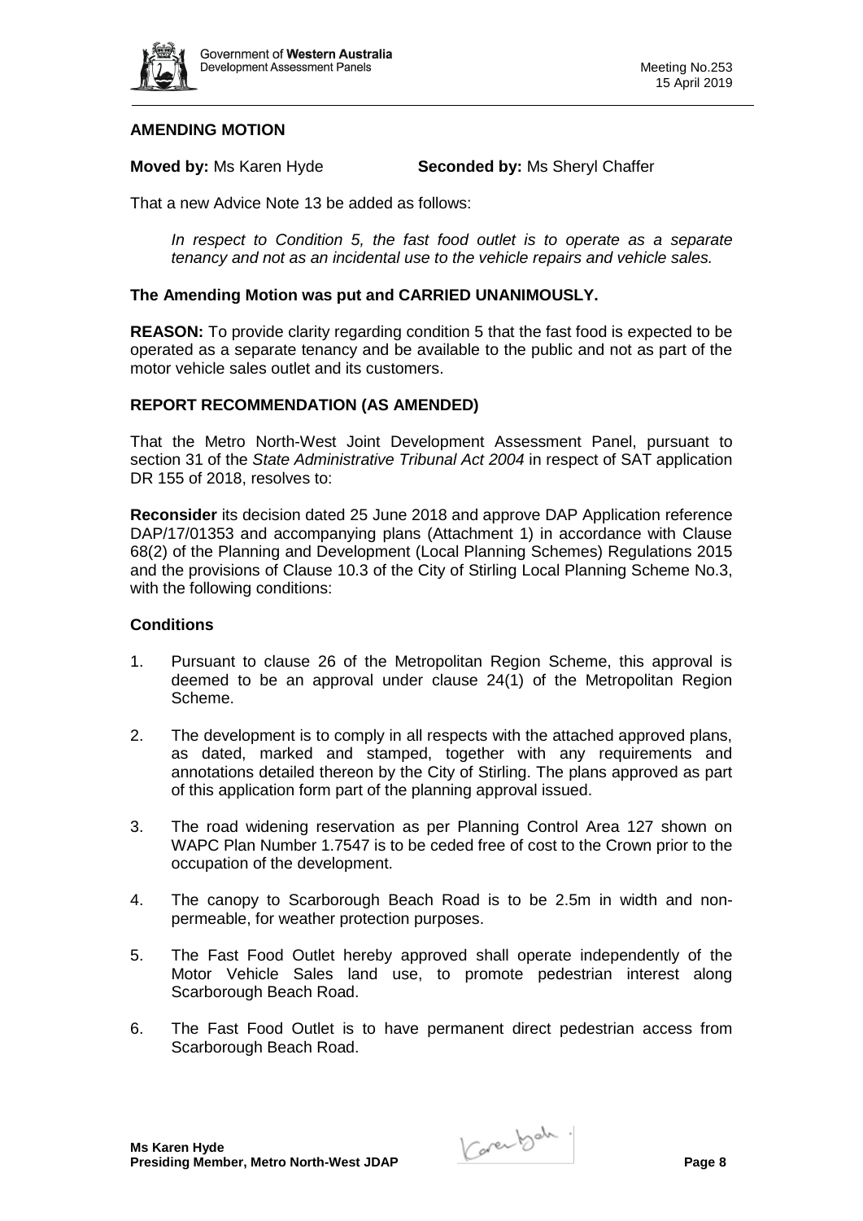**AMENDING MOTION**

**Moved by:** Ms Karen Hyde **Seconded by:** Ms Sheryl Chaffer

That a new Advice Note 13 be added as follows:

> *In respect to Condition 5, the fast food outlet is to operate as a separate tenancy and not as an incidental use to the vehicle repairs and vehicle sales.*

**The Amending Motion was put and CARRIED UNANIMOUSLY.**

**REASON:** To provide clarity regarding condition 5 that the fast food is expected to be operated as a separate tenancy and be available to the public and not as part of the motor vehicle sales outlet and its customers.

**REPORT RECOMMENDATION (AS AMENDED)**

That the Metro North-West Joint Development Assessment Panel, pursuant to section 31 of the *State Administrative Tribunal Act 2004* in respect of SAT application DR 155 of 2018, resolves to:

**Reconsider** its decision dated 25 June 2018 and approve DAP Application reference DAP/17/01353 and accompanying plans (Attachment 1) in accordance with Clause 68(2) of the Planning and Development (Local Planning Schemes) Regulations 2015 and the provisions of Clause 10.3 of the City of Stirling Local Planning Scheme No.3, with the following conditions:

**Conditions**

1. Pursuant to clause 26 of the Metropolitan Region Scheme, this approval is deemed to be an approval under clause 24(1) of the Metropolitan Region Scheme.
2. The development is to comply in all respects with the attached approved plans, as dated, marked and stamped, together with any requirements and annotations detailed thereon by the City of Stirling. The plans approved as part of this application form part of the planning approval issued.
3. The road widening reservation as per Planning Control Area 127 shown on WAPC Plan Number 1.7547 is to be ceded free of cost to the Crown prior to the occupation of the development.
4. The canopy to Scarborough Beach Road is to be 2.5m in width and non-permeable, for weather protection purposes.
5. The Fast Food Outlet hereby approved shall operate independently of the Motor Vehicle Sales land use, to promote pedestrian interest along Scarborough Beach Road.
6. The Fast Food Outlet is to have permanent direct pedestrian access from Scarborough Beach Road.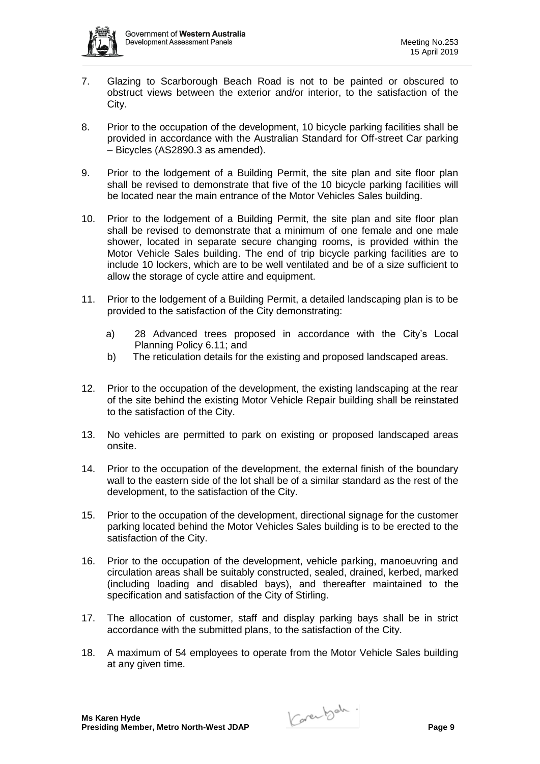7. Glazing to Scarborough Beach Road is not to be painted or obscured to obstruct views between the exterior and/or interior, to the satisfaction of the City.

8. Prior to the occupation of the development, 10 bicycle parking facilities shall be provided in accordance with the Australian Standard for Off-street Car parking – Bicycles (AS2890.3 as amended).

9. Prior to the lodgement of a Building Permit, the site plan and site floor plan shall be revised to demonstrate that five of the 10 bicycle parking facilities will be located near the main entrance of the Motor Vehicles Sales building.

10. Prior to the lodgement of a Building Permit, the site plan and site floor plan shall be revised to demonstrate that a minimum of one female and one male shower, located in separate secure changing rooms, is provided within the Motor Vehicle Sales building. The end of trip bicycle parking facilities are to include 10 lockers, which are to be well ventilated and be of a size sufficient to allow the storage of cycle attire and equipment.

11. Prior to the lodgement of a Building Permit, a detailed landscaping plan is to be provided to the satisfaction of the City demonstrating:

    a) 28 Advanced trees proposed in accordance with the City's Local Planning Policy 6.11; and
    b) The reticulation details for the existing and proposed landscaped areas.

12. Prior to the occupation of the development, the existing landscaping at the rear of the site behind the existing Motor Vehicle Repair building shall be reinstated to the satisfaction of the City.

13. No vehicles are permitted to park on existing or proposed landscaped areas onsite.

14. Prior to the occupation of the development, the external finish of the boundary wall to the eastern side of the lot shall be of a similar standard as the rest of the development, to the satisfaction of the City.

15. Prior to the occupation of the development, directional signage for the customer parking located behind the Motor Vehicles Sales building is to be erected to the satisfaction of the City.

16. Prior to the occupation of the development, vehicle parking, manoeuvring and circulation areas shall be suitably constructed, sealed, drained, kerbed, marked (including loading and disabled bays), and thereafter maintained to the specification and satisfaction of the City of Stirling.

17. The allocation of customer, staff and display parking bays shall be in strict accordance with the submitted plans, to the satisfaction of the City.

18. A maximum of 54 employees to operate from the Motor Vehicle Sales building at any given time.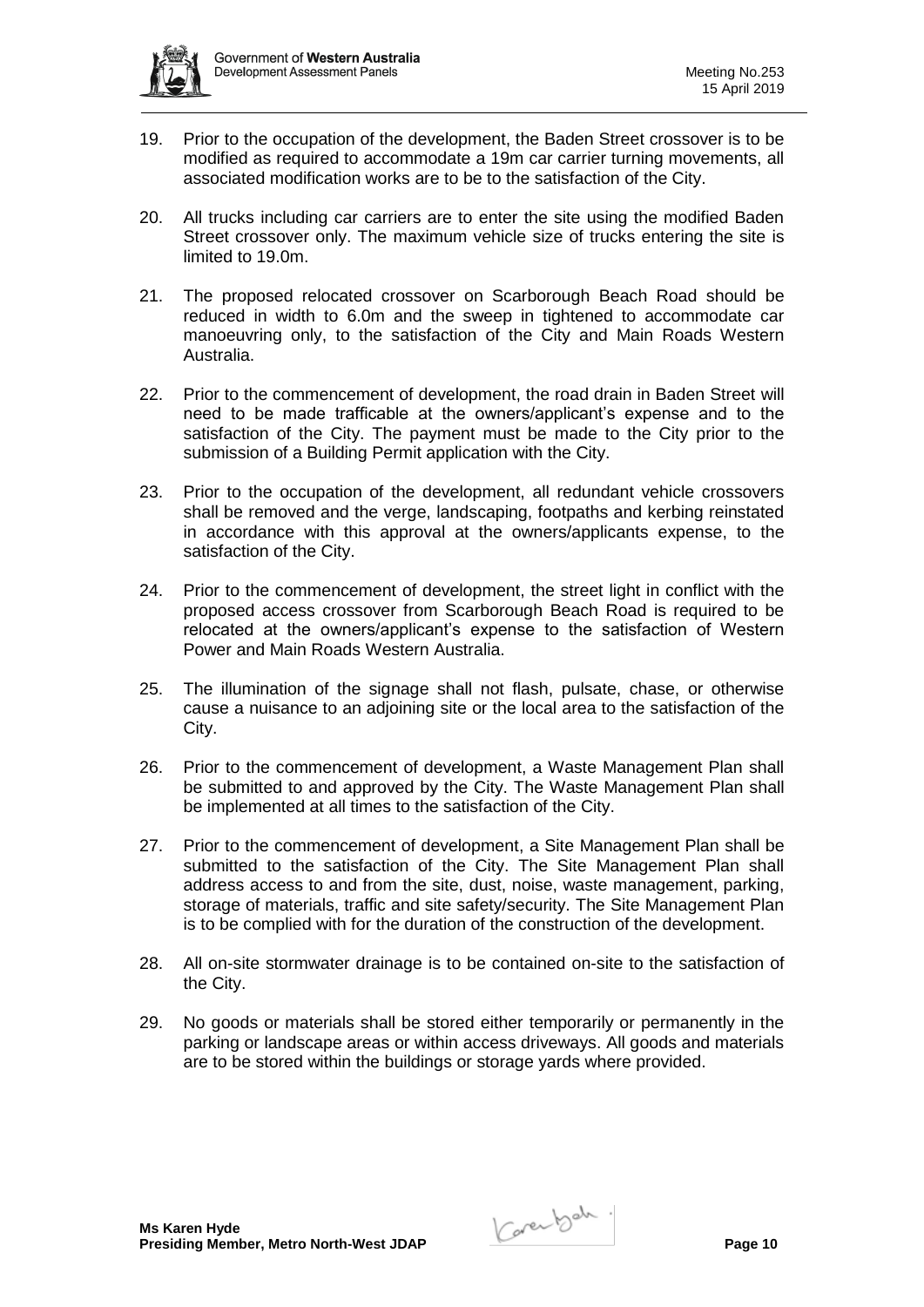19. Prior to the occupation of the development, the Baden Street crossover is to be modified as required to accommodate a 19m car carrier turning movements, all associated modification works are to be to the satisfaction of the City.

20. All trucks including car carriers are to enter the site using the modified Baden Street crossover only. The maximum vehicle size of trucks entering the site is limited to 19.0m.

21. The proposed relocated crossover on Scarborough Beach Road should be reduced in width to 6.0m and the sweep in tightened to accommodate car manoeuvring only, to the satisfaction of the City and Main Roads Western Australia.

22. Prior to the commencement of development, the road drain in Baden Street will need to be made trafficable at the owners/applicant's expense and to the satisfaction of the City. The payment must be made to the City prior to the submission of a Building Permit application with the City.

23. Prior to the occupation of the development, all redundant vehicle crossovers shall be removed and the verge, landscaping, footpaths and kerbing reinstated in accordance with this approval at the owners/applicants expense, to the satisfaction of the City.

24. Prior to the commencement of development, the street light in conflict with the proposed access crossover from Scarborough Beach Road is required to be relocated at the owners/applicant's expense to the satisfaction of Western Power and Main Roads Western Australia.

25. The illumination of the signage shall not flash, pulsate, chase, or otherwise cause a nuisance to an adjoining site or the local area to the satisfaction of the City.

26. Prior to the commencement of development, a Waste Management Plan shall be submitted to and approved by the City. The Waste Management Plan shall be implemented at all times to the satisfaction of the City.

27. Prior to the commencement of development, a Site Management Plan shall be submitted to the satisfaction of the City. The Site Management Plan shall address access to and from the site, dust, noise, waste management, parking, storage of materials, traffic and site safety/security. The Site Management Plan is to be complied with for the duration of the construction of the development.

28. All on-site stormwater drainage is to be contained on-site to the satisfaction of the City.

29. No goods or materials shall be stored either temporarily or permanently in the parking or landscape areas or within access driveways. All goods and materials are to be stored within the buildings or storage yards where provided.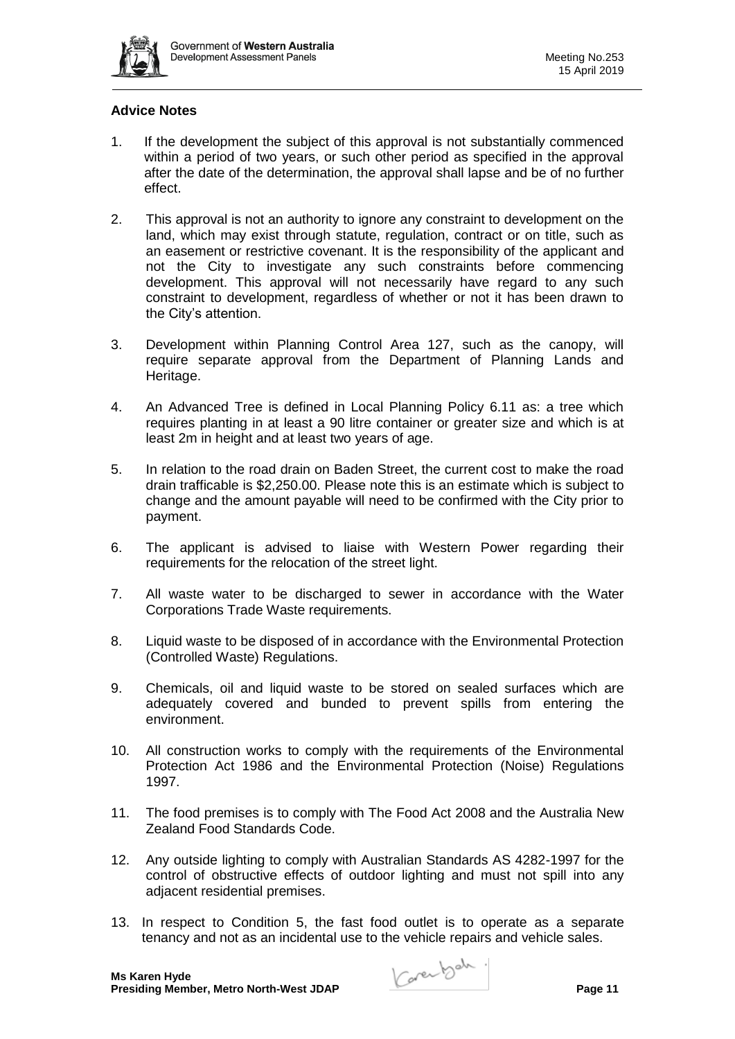## Advice Notes

1. If the development the subject of this approval is not substantially commenced within a period of two years, or such other period as specified in the approval after the date of the determination, the approval shall lapse and be of no further effect.

2. This approval is not an authority to ignore any constraint to development on the land, which may exist through statute, regulation, contract or on title, such as an easement or restrictive covenant. It is the responsibility of the applicant and not the City to investigate any such constraints before commencing development. This approval will not necessarily have regard to any such constraint to development, regardless of whether or not it has been drawn to the City's attention.

3. Development within Planning Control Area 127, such as the canopy, will require separate approval from the Department of Planning Lands and Heritage.

4. An Advanced Tree is defined in Local Planning Policy 6.11 as: a tree which requires planting in at least a 90 litre container or greater size and which is at least 2m in height and at least two years of age.

5. In relation to the road drain on Baden Street, the current cost to make the road drain trafficable is $2,250.00. Please note this is an estimate which is subject to change and the amount payable will need to be confirmed with the City prior to payment.

6. The applicant is advised to liaise with Western Power regarding their requirements for the relocation of the street light.

7. All waste water to be discharged to sewer in accordance with the Water Corporations Trade Waste requirements.

8. Liquid waste to be disposed of in accordance with the Environmental Protection (Controlled Waste) Regulations.

9. Chemicals, oil and liquid waste to be stored on sealed surfaces which are adequately covered and bunded to prevent spills from entering the environment.

10. All construction works to comply with the requirements of the Environmental Protection Act 1986 and the Environmental Protection (Noise) Regulations 1997.

11. The food premises is to comply with The Food Act 2008 and the Australia New Zealand Food Standards Code.

12. Any outside lighting to comply with Australian Standards AS 4282-1997 for the control of obstructive effects of outdoor lighting and must not spill into any adjacent residential premises.

13. In respect to Condition 5, the fast food outlet is to operate as a separate tenancy and not as an incidental use to the vehicle repairs and vehicle sales.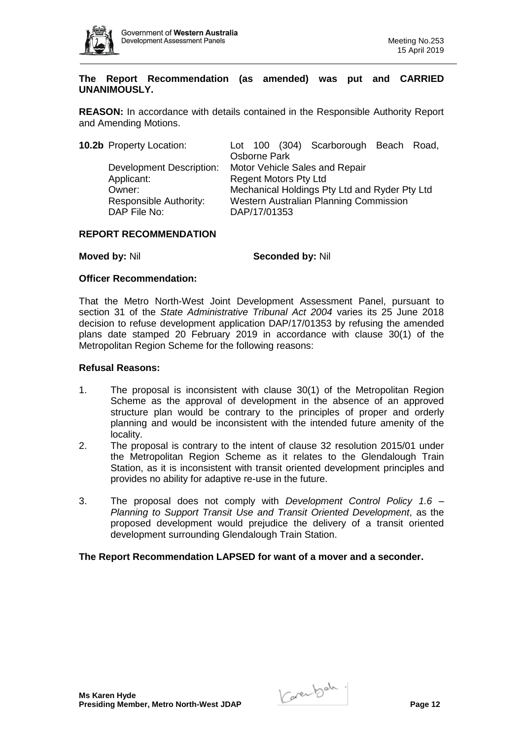**The Report Recommendation (as amended) was put and CARRIED UNANIMOUSLY.**

**REASON:** In accordance with details contained in the Responsible Authority Report and Amending Motions.

| **10.2b** Property Location: | Lot 100 (304) Scarborough Beach Road, Osborne Park |
| --- | --- |
| Development Description: | Motor Vehicle Sales and Repair |
| Applicant: | Regent Motors Pty Ltd |
| Owner: | Mechanical Holdings Pty Ltd and Ryder Pty Ltd |
| Responsible Authority: | Western Australian Planning Commission |
| DAP File No: | DAP/17/01353 |

**REPORT RECOMMENDATION**

**Moved by:** Nil **Seconded by:** Nil

**Officer Recommendation:**

That the Metro North-West Joint Development Assessment Panel, pursuant to section 31 of the *State Administrative Tribunal Act 2004* varies its 25 June 2018 decision to refuse development application DAP/17/01353 by refusing the amended plans date stamped 20 February 2019 in accordance with clause 30(1) of the Metropolitan Region Scheme for the following reasons:

**Refusal Reasons:**

1. The proposal is inconsistent with clause 30(1) of the Metropolitan Region Scheme as the approval of development in the absence of an approved structure plan would be contrary to the principles of proper and orderly planning and would be inconsistent with the intended future amenity of the locality.
2. The proposal is contrary to the intent of clause 32 resolution 2015/01 under the Metropolitan Region Scheme as it relates to the Glendalough Train Station, as it is inconsistent with transit oriented development principles and provides no ability for adaptive re-use in the future.
3. The proposal does not comply with *Development Control Policy 1.6 – Planning to Support Transit Use and Transit Oriented Development*, as the proposed development would prejudice the delivery of a transit oriented development surrounding Glendalough Train Station.

**The Report Recommendation LAPSED for want of a mover and a seconder.**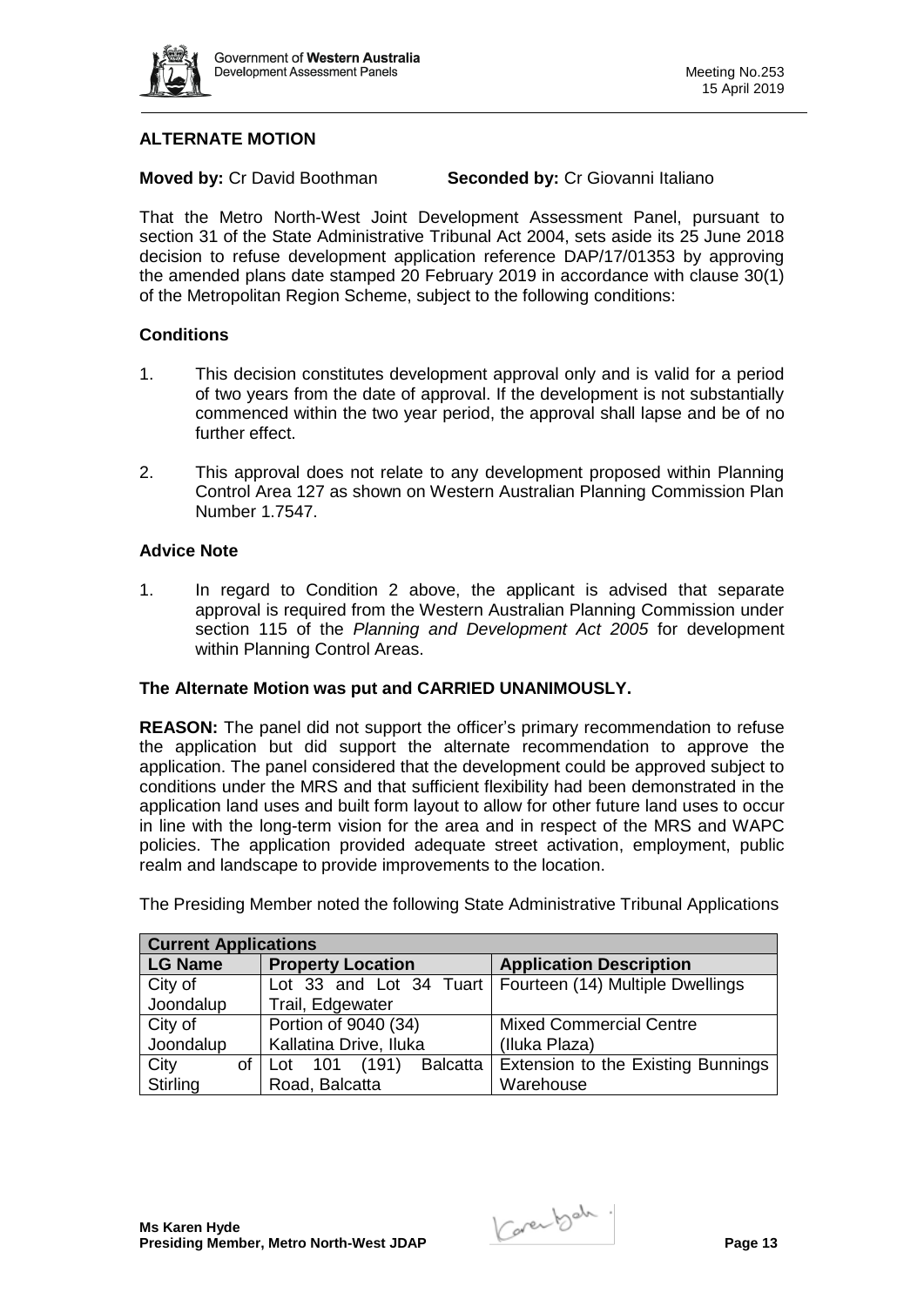## ALTERNATE MOTION

**Moved by:** Cr David Boothman **Seconded by:** Cr Giovanni Italiano

That the Metro North-West Joint Development Assessment Panel, pursuant to section 31 of the State Administrative Tribunal Act 2004, sets aside its 25 June 2018 decision to refuse development application reference DAP/17/01353 by approving the amended plans date stamped 20 February 2019 in accordance with clause 30(1) of the Metropolitan Region Scheme, subject to the following conditions:

### Conditions

1. This decision constitutes development approval only and is valid for a period of two years from the date of approval. If the development is not substantially commenced within the two year period, the approval shall lapse and be of no further effect.

2. This approval does not relate to any development proposed within Planning Control Area 127 as shown on Western Australian Planning Commission Plan Number 1.7547.

### Advice Note

1. In regard to Condition 2 above, the applicant is advised that separate approval is required from the Western Australian Planning Commission under section 115 of the *Planning and Development Act 2005* for development within Planning Control Areas.

**The Alternate Motion was put and CARRIED UNANIMOUSLY.**

**REASON:** The panel did not support the officer's primary recommendation to refuse the application but did support the alternate recommendation to approve the application. The panel considered that the development could be approved subject to conditions under the MRS and that sufficient flexibility had been demonstrated in the application land uses and built form layout to allow for other future land uses to occur in line with the long-term vision for the area and in respect of the MRS and WAPC policies. The application provided adequate street activation, employment, public realm and landscape to provide improvements to the location.

The Presiding Member noted the following State Administrative Tribunal Applications

| **Current Applications** | | |
|---|---|---|
| **LG Name** | **Property Location** | **Application Description** |
| City of Joondalup | Lot 33 and Lot 34 Tuart Trail, Edgewater | Fourteen (14) Multiple Dwellings |
| City of Joondalup | Portion of 9040 (34) Kallatina Drive, Iluka | Mixed Commercial Centre (Iluka Plaza) |
| City of Stirling | Lot 101 (191) Balcatta Road, Balcatta | Extension to the Existing Bunnings Warehouse |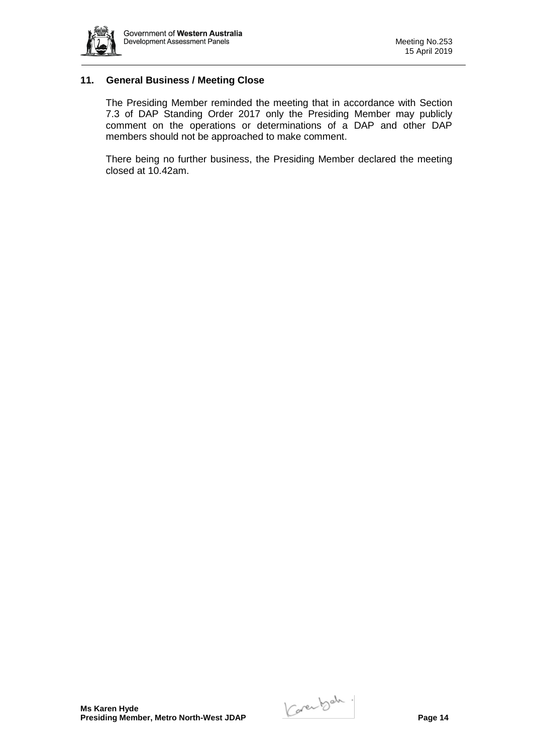## 11. General Business / Meeting Close

The Presiding Member reminded the meeting that in accordance with Section 7.3 of DAP Standing Order 2017 only the Presiding Member may publicly comment on the operations or determinations of a DAP and other DAP members should not be approached to make comment.

There being no further business, the Presiding Member declared the meeting closed at 10.42am.

**Ms Karen Hyde**
**Presiding Member, Metro North-West JDAP**